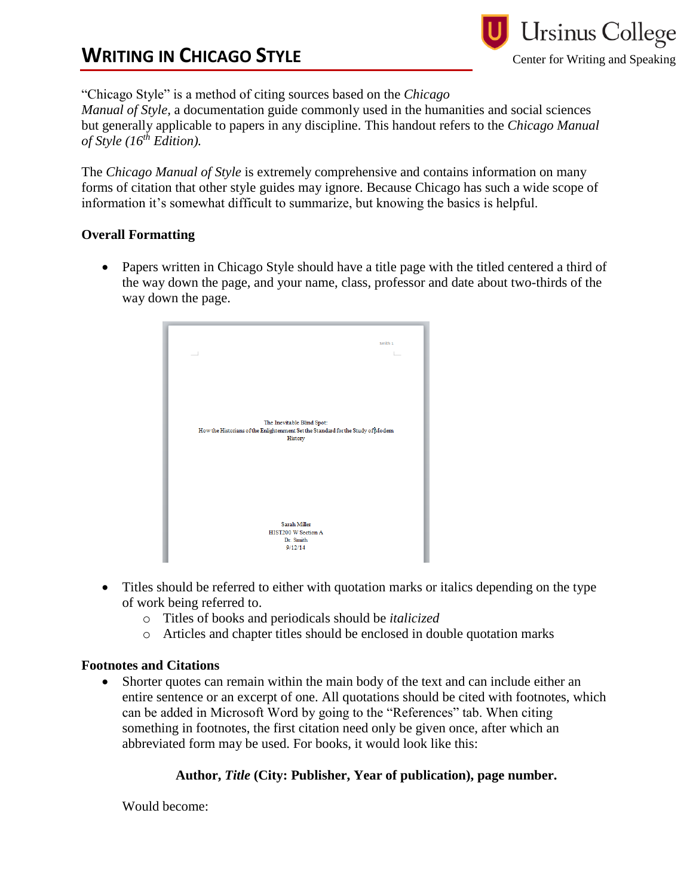# Writing in Chicago Style

Ursinus College
Center for Writing and Speaking

"Chicago Style" is a method of citing sources based on the *Chicago Manual of Style,* a documentation guide commonly used in the humanities and social sciences but generally applicable to papers in any discipline. This handout refers to the *Chicago Manual of Style (16th Edition).*

The *Chicago Manual of Style* is extremely comprehensive and contains information on many forms of citation that other style guides may ignore. Because Chicago has such a wide scope of information it's somewhat difficult to summarize, but knowing the basics is helpful.

**Overall Formatting**

- Papers written in Chicago Style should have a title page with the titled centered a third of the way down the page, and your name, class, professor and date about two-thirds of the way down the page.

- Titles should be referred to either with quotation marks or italics depending on the type of work being referred to.
  - Titles of books and periodicals should be *italicized*
  - Articles and chapter titles should be enclosed in double quotation marks

**Footnotes and Citations**

- Shorter quotes can remain within the main body of the text and can include either an entire sentence or an excerpt of one. All quotations should be cited with footnotes, which can be added in Microsoft Word by going to the "References" tab. When citing something in footnotes, the first citation need only be given once, after which an abbreviated form may be used. For books, it would look like this:

  **Author, *Title* (City: Publisher, Year of publication), page number.**

  Would become: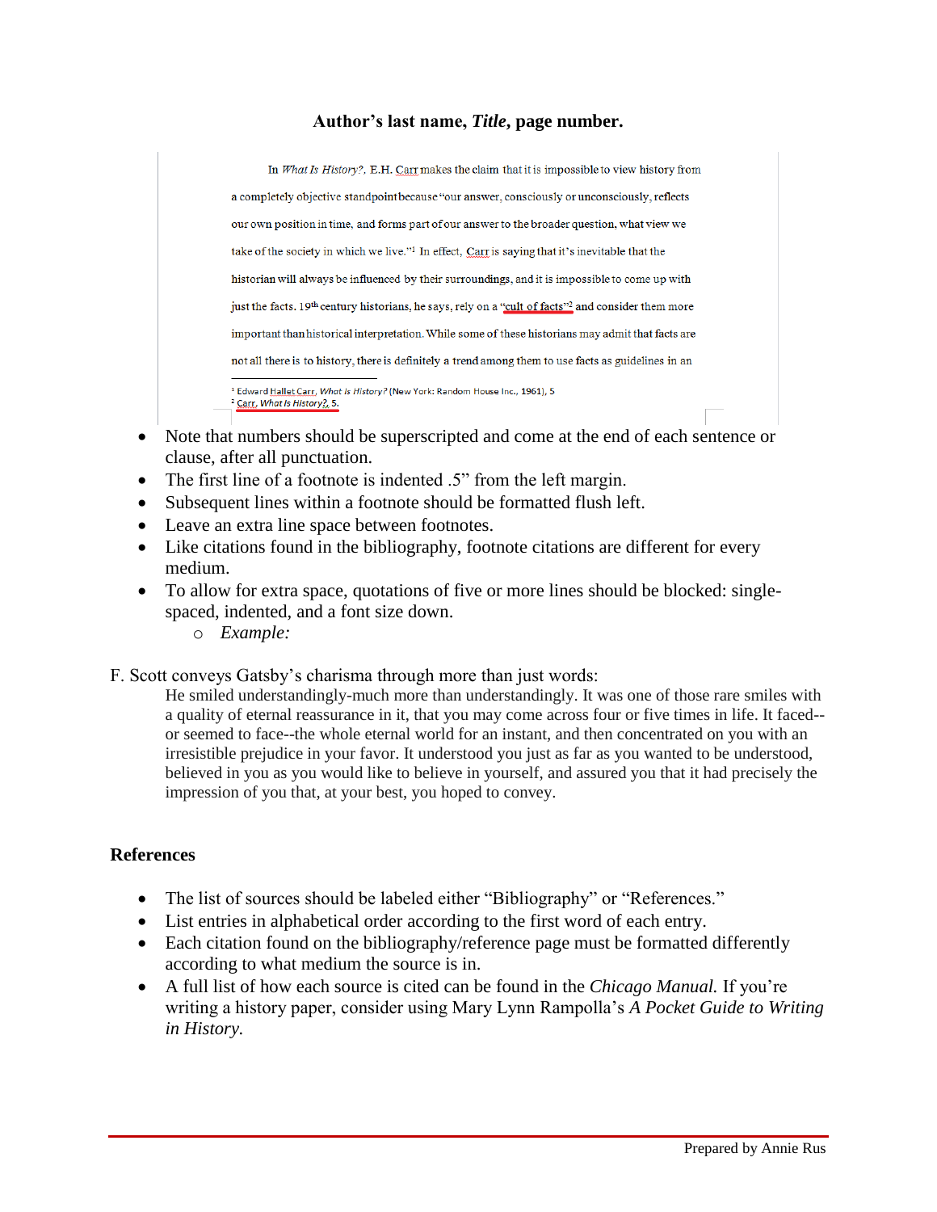**Author's last name, *Title*, page number.**

In *What Is History?*, E.H. Carr makes the claim that it is impossible to view history from a completely objective standpoint because "our answer, consciously or unconsciously, reflects our own position in time, and forms part of our answer to the broader question, what view we take of the society in which we live."[1] In effect, Carr is saying that it's inevitable that the historian will always be influenced by their surroundings, and it is impossible to come up with just the facts. 19th century historians, he says, rely on a "cult of facts"[2] and consider them more important than historical interpretation. While some of these historians may admit that facts are not all there is to history, there is definitely a trend among them to use facts as guidelines in an

[1] Edward Hallet Carr, *What Is History?* (New York: Random House Inc., 1961), 5
[2] Carr, *What Is History?*, 5.

- Note that numbers should be superscripted and come at the end of each sentence or clause, after all punctuation.
- The first line of a footnote is indented .5" from the left margin.
- Subsequent lines within a footnote should be formatted flush left.
- Leave an extra line space between footnotes.
- Like citations found in the bibliography, footnote citations are different for every medium.
- To allow for extra space, quotations of five or more lines should be blocked: single-spaced, indented, and a font size down.
  - *Example:*

F. Scott conveys Gatsby's charisma through more than just words:

> He smiled understandingly-much more than understandingly. It was one of those rare smiles with a quality of eternal reassurance in it, that you may come across four or five times in life. It faced--or seemed to face--the whole eternal world for an instant, and then concentrated on you with an irresistible prejudice in your favor. It understood you just as far as you wanted to be understood, believed in you as you would like to believe in yourself, and assured you that it had precisely the impression of you that, at your best, you hoped to convey.

**References**

- The list of sources should be labeled either "Bibliography" or "References."
- List entries in alphabetical order according to the first word of each entry.
- Each citation found on the bibliography/reference page must be formatted differently according to what medium the source is in.
- A full list of how each source is cited can be found in the *Chicago Manual.* If you're writing a history paper, consider using Mary Lynn Rampolla's *A Pocket Guide to Writing in History.*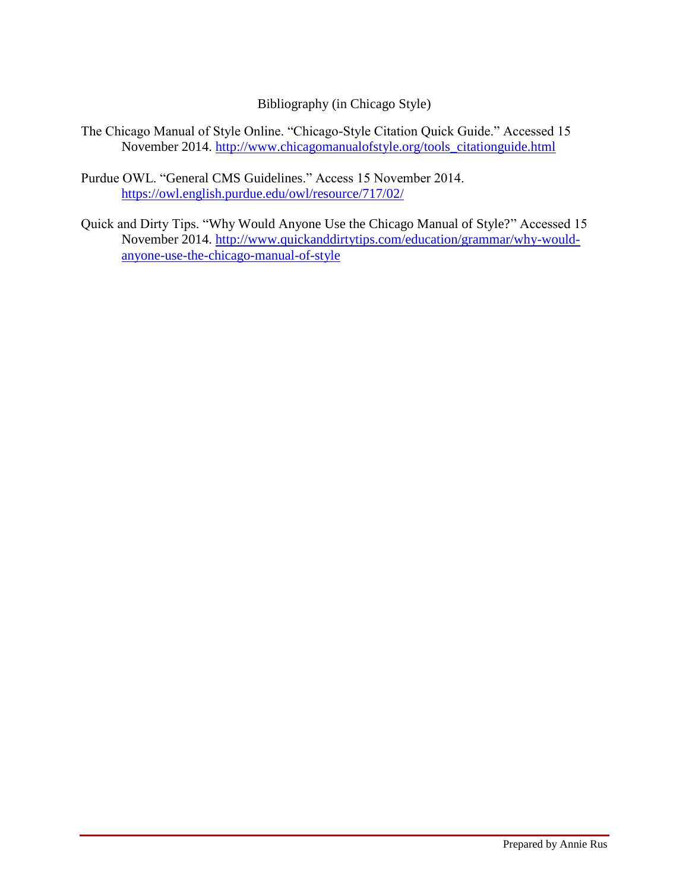Bibliography (in Chicago Style)

The Chicago Manual of Style Online. "Chicago-Style Citation Quick Guide." Accessed 15 November 2014. http://www.chicagomanualofstyle.org/tools_citationguide.html

Purdue OWL. "General CMS Guidelines." Access 15 November 2014. https://owl.english.purdue.edu/owl/resource/717/02/

Quick and Dirty Tips. "Why Would Anyone Use the Chicago Manual of Style?" Accessed 15 November 2014. http://www.quickanddirtytips.com/education/grammar/why-would-anyone-use-the-chicago-manual-of-style